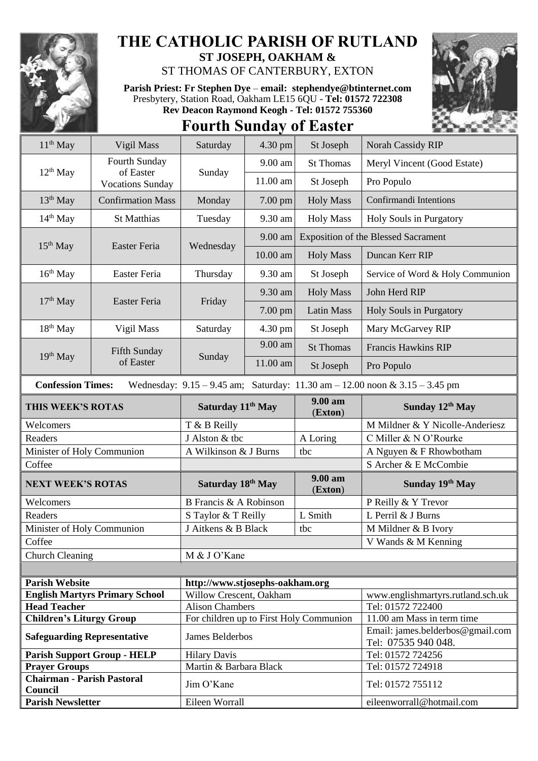# THE CATHOLIC PARISH OF RUTLAND

## ST JOSEPH, OAKHAM &
## ST THOMAS OF CANTERBURY, EXTON

**Parish Priest: Fr Stephen Dye** – **email: stephendye@btinternet.com**
Presbytery, Station Road, Oakham LE15 6QU - **Tel: 01572 722308**
**Rev Deacon Raymond Keogh - Tel: 01572 755360**

# Fourth Sunday of Easter

| | | | | | |
|---|---|---|---|---|---|
| 11th May | Vigil Mass | Saturday | 4.30 pm | St Joseph | Norah Cassidy RIP |
| 12th May | Fourth Sunday of Easter Vocations Sunday | Sunday | 9.00 am | St Thomas | Meryl Vincent (Good Estate) |
| | | | 11.00 am | St Joseph | Pro Populo |
| 13th May | Confirmation Mass | Monday | 7.00 pm | Holy Mass | Confirmandi Intentions |
| 14th May | St Matthias | Tuesday | 9.30 am | Holy Mass | Holy Souls in Purgatory |
| 15th May | Easter Feria | Wednesday | 9.00 am | Exposition of the Blessed Sacrament | |
| | | | 10.00 am | Holy Mass | Duncan Kerr RIP |
| 16th May | Easter Feria | Thursday | 9.30 am | St Joseph | Service of Word & Holy Communion |
| 17th May | Easter Feria | Friday | 9.30 am | Holy Mass | John Herd RIP |
| | | | 7.00 pm | Latin Mass | Holy Souls in Purgatory |
| 18th May | Vigil Mass | Saturday | 4.30 pm | St Joseph | Mary McGarvey RIP |
| 19th May | Fifth Sunday of Easter | Sunday | 9.00 am | St Thomas | Francis Hawkins RIP |
| | | | 11.00 am | St Joseph | Pro Populo |

**Confession Times:** Wednesday: 9.15 – 9.45 am; Saturday: 11.30 am – 12.00 noon & 3.15 – 3.45 pm

| THIS WEEK'S ROTAS | Saturday 11th May | 9.00 am (Exton) | Sunday 12th May |
|---|---|---|---|
| Welcomers | T & B Reilly | | M Mildner & Y Nicolle-Anderiesz |
| Readers | J Alston & tbc | A Loring | C Miller & N O'Rourke |
| Minister of Holy Communion | A Wilkinson & J Burns | tbc | A Nguyen & F Rhowbotham |
| Coffee | | | S Archer & E McCombie |
| **NEXT WEEK'S ROTAS** | **Saturday 18th May** | **9.00 am (Exton)** | **Sunday 19th May** |
| Welcomers | B Francis & A Robinson | | P Reilly & Y Trevor |
| Readers | S Taylor & T Reilly | L Smith | L Perril & J Burns |
| Minister of Holy Communion | J Aitkens & B Black | tbc | M Mildner & B Ivory |
| Coffee | | | V Wands & M Kenning |
| Church Cleaning | M & J O'Kane | | |

| | | |
|---|---|---|
| **Parish Website** | http://www.stjosephs-oakham.org | |
| **English Martyrs Primary School** | Willow Crescent, Oakham | www.englishmartyrs.rutland.sch.uk |
| **Head Teacher** | Alison Chambers | Tel: 01572 722400 |
| **Children's Liturgy Group** | For children up to First Holy Communion | 11.00 am Mass in term time |
| **Safeguarding Representative** | James Belderbos | Email: james.belderbos@gmail.com Tel: 07535 940 048. |
| **Parish Support Group - HELP** | Hilary Davis | Tel: 01572 724256 |
| **Prayer Groups** | Martin & Barbara Black | Tel: 01572 724918 |
| **Chairman - Parish Pastoral Council** | Jim O'Kane | Tel: 01572 755112 |
| **Parish Newsletter** | Eileen Worrall | eileenworrall@hotmail.com |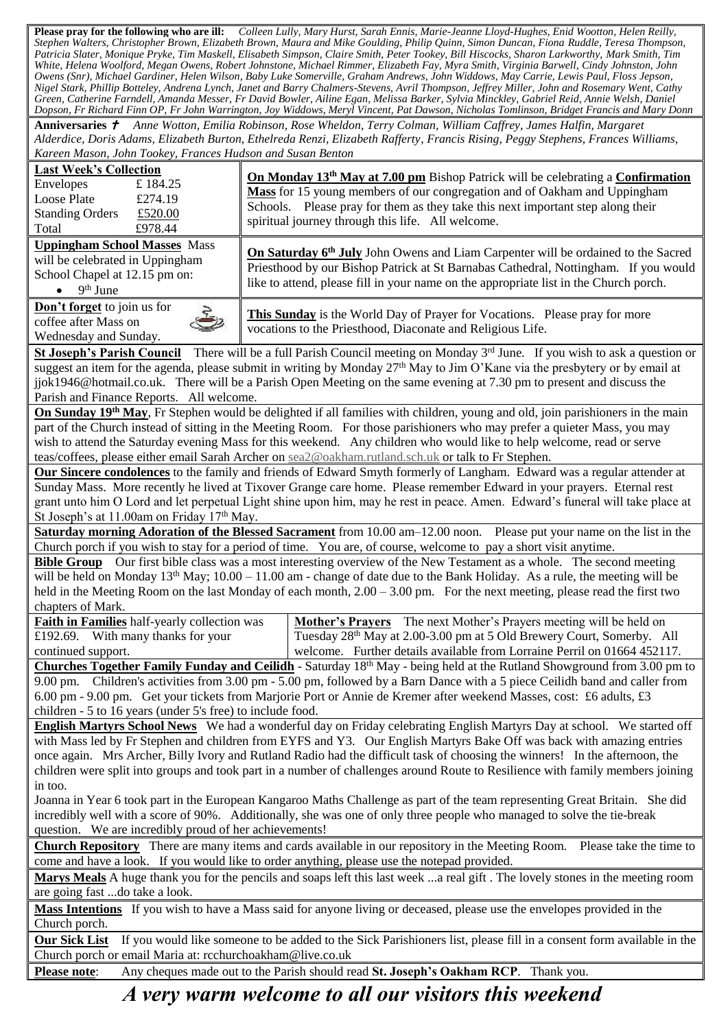**Please pray for the following who are ill:** *Colleen Lully, Mary Hurst, Sarah Ennis, Marie-Jeanne Lloyd-Hughes, Enid Wootton, Helen Reilly, Stephen Walters, Christopher Brown, Elizabeth Brown, Maura and Mike Goulding, Philip Quinn, Simon Duncan, Fiona Ruddle, Teresa Thompson, Patricia Slater, Monique Pryke, Tim Maskell, Elisabeth Simpson, Claire Smith, Peter Tookey, Bill Hiscocks, Sharon Larkworthy, Mark Smith, Tim White, Helena Woolford, Megan Owens, Robert Johnstone, Michael Rimmer, Elizabeth Fay, Myra Smith, Virginia Barwell, Cindy Johnston, John Owens (Snr), Michael Gardiner, Helen Wilson, Baby Luke Somerville, Graham Andrews, John Widdows, May Carrie, Lewis Paul, Floss Jepson, Nigel Stark, Phillip Botteley, Andrena Lynch, Janet and Barry Chalmers-Stevens, Avril Thompson, Jeffrey Miller, John and Rosemary Went, Cathy Green, Catherine Farndell, Amanda Messer, Fr David Bowler, Ailine Egan, Melissa Barker, Sylvia Minckley, Gabriel Reid, Annie Welsh, Daniel Dopson, Fr Richard Finn OP, Fr John Warrington, Joy Widdows, Meryl Vincent, Pat Dawson, Nicholas Tomlinson, Bridget Francis and Mary Donn*

**Anniversaries ✝** *Anne Wotton, Emilia Robinson, Rose Wheldon, Terry Colman, William Caffrey, James Halfin, Margaret Alderdice, Doris Adams, Elizabeth Burton, Ethelreda Renzi, Elizabeth Rafferty, Francis Rising, Peggy Stephens, Frances Williams, Kareen Mason, John Tookey, Frances Hudson and Susan Benton*

**Last Week's Collection**

| | |
|---|---|
| Envelopes | £ 184.25 |
| Loose Plate | £274.19 |
| Standing Orders | £520.00 |
| Total | £978.44 |

**On Monday 13th May at 7.00 pm** Bishop Patrick will be celebrating a **Confirmation Mass** for 15 young members of our congregation and of Oakham and Uppingham Schools. Please pray for them as they take this next important step along their spiritual journey through this life. All welcome.

**Uppingham School Masses** Mass will be celebrated in Uppingham School Chapel at 12.15 pm on:

- 9th June

**On Saturday 6th July** John Owens and Liam Carpenter will be ordained to the Sacred Priesthood by our Bishop Patrick at St Barnabas Cathedral, Nottingham. If you would like to attend, please fill in your name on the appropriate list in the Church porch.

**Don't forget** to join us for coffee after Mass on Wednesday and Sunday.

**This Sunday** is the World Day of Prayer for Vocations. Please pray for more vocations to the Priesthood, Diaconate and Religious Life.

**St Joseph's Parish Council** There will be a full Parish Council meeting on Monday 3rd June. If you wish to ask a question or suggest an item for the agenda, please submit in writing by Monday 27th May to Jim O'Kane via the presbytery or by email at jjok1946@hotmail.co.uk. There will be a Parish Open Meeting on the same evening at 7.30 pm to present and discuss the Parish and Finance Reports. All welcome.

**On Sunday 19th May**, Fr Stephen would be delighted if all families with children, young and old, join parishioners in the main part of the Church instead of sitting in the Meeting Room. For those parishioners who may prefer a quieter Mass, you may wish to attend the Saturday evening Mass for this weekend. Any children who would like to help welcome, read or serve teas/coffees, please either email Sarah Archer on sea2@oakham.rutland.sch.uk or talk to Fr Stephen.

**Our Sincere condolences** to the family and friends of Edward Smyth formerly of Langham. Edward was a regular attender at Sunday Mass. More recently he lived at Tixover Grange care home. Please remember Edward in your prayers. Eternal rest grant unto him O Lord and let perpetual Light shine upon him, may he rest in peace. Amen. Edward's funeral will take place at St Joseph's at 11.00am on Friday 17th May.

**Saturday morning Adoration of the Blessed Sacrament** from 10.00 am–12.00 noon. Please put your name on the list in the Church porch if you wish to stay for a period of time. You are, of course, welcome to pay a short visit anytime.

**Bible Group** Our first bible class was a most interesting overview of the New Testament as a whole. The second meeting will be held on Monday 13th May; 10.00 – 11.00 am - change of date due to the Bank Holiday. As a rule, the meeting will be held in the Meeting Room on the last Monday of each month, 2.00 – 3.00 pm. For the next meeting, please read the first two chapters of Mark.

**Faith in Families** half-yearly collection was £192.69. With many thanks for your continued support.

**Mother's Prayers** The next Mother's Prayers meeting will be held on Tuesday 28th May at 2.00-3.00 pm at 5 Old Brewery Court, Somerby. All welcome. Further details available from Lorraine Perril on 01664 452117.

**Churches Together Family Funday and Ceilidh** - Saturday 18th May - being held at the Rutland Showground from 3.00 pm to 9.00 pm. Children's activities from 3.00 pm - 5.00 pm, followed by a Barn Dance with a 5 piece Ceilidh band and caller from 6.00 pm - 9.00 pm. Get your tickets from Marjorie Port or Annie de Kremer after weekend Masses, cost: £6 adults, £3 children - 5 to 16 years (under 5's free) to include food.

**English Martyrs School News** We had a wonderful day on Friday celebrating English Martyrs Day at school. We started off with Mass led by Fr Stephen and children from EYFS and Y3. Our English Martyrs Bake Off was back with amazing entries once again. Mrs Archer, Billy Ivory and Rutland Radio had the difficult task of choosing the winners! In the afternoon, the children were split into groups and took part in a number of challenges around Route to Resilience with family members joining in too.

Joanna in Year 6 took part in the European Kangaroo Maths Challenge as part of the team representing Great Britain. She did incredibly well with a score of 90%. Additionally, she was one of only three people who managed to solve the tie-break question. We are incredibly proud of her achievements!

**Church Repository** There are many items and cards available in our repository in the Meeting Room. Please take the time to come and have a look. If you would like to order anything, please use the notepad provided.

**Marys Meals** A huge thank you for the pencils and soaps left this last week ...a real gift . The lovely stones in the meeting room are going fast ...do take a look.

**Mass Intentions** If you wish to have a Mass said for anyone living or deceased, please use the envelopes provided in the Church porch.

**Our Sick List** If you would like someone to be added to the Sick Parishioners list, please fill in a consent form available in the Church porch or email Maria at: rcchurchoakham@live.co.uk

**Please note**: Any cheques made out to the Parish should read **St. Joseph's Oakham RCP**. Thank you.

***A very warm welcome to all our visitors this weekend***